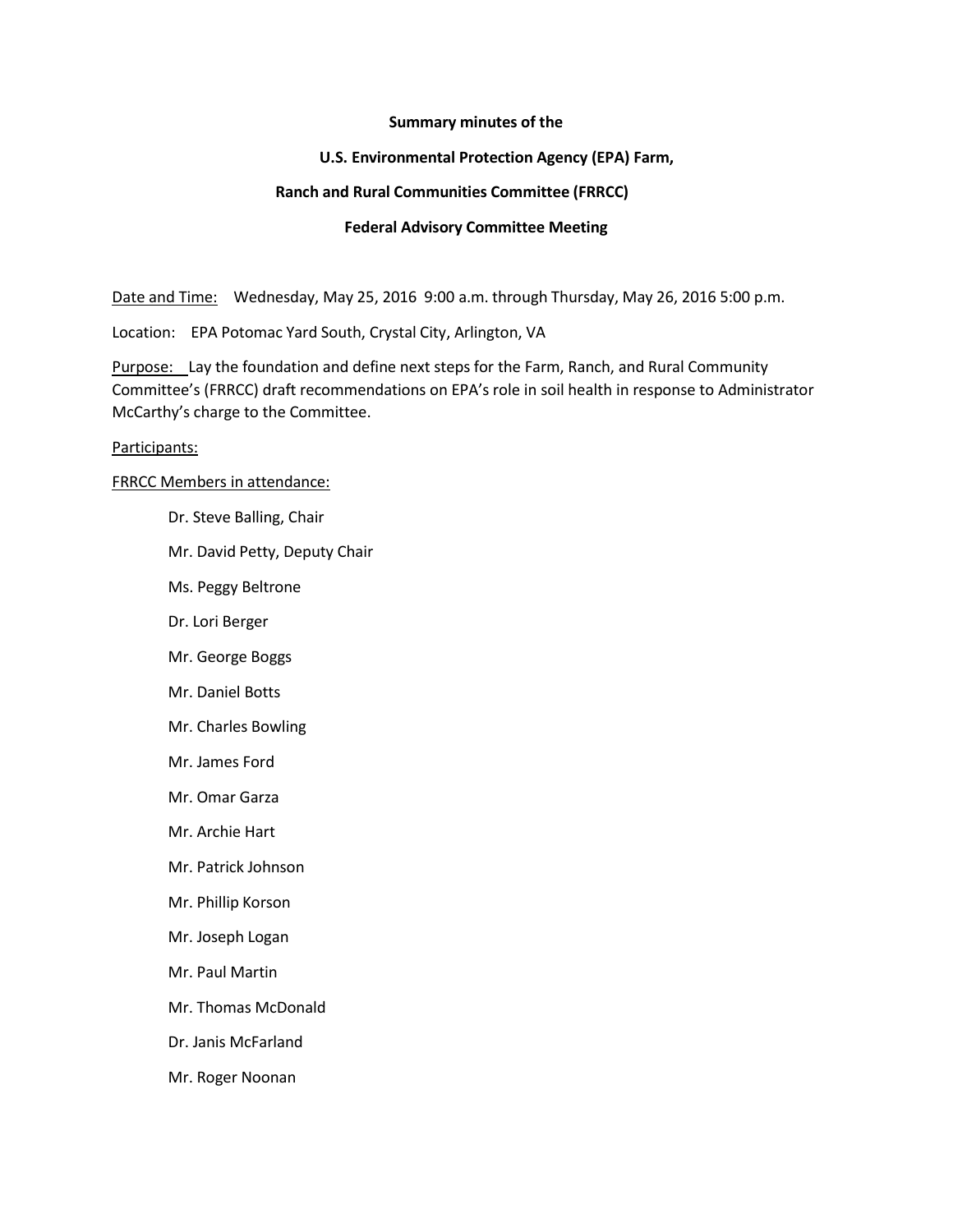**Summary minutes of the**

**U.S. Environmental Protection Agency (EPA) Farm,**

**Ranch and Rural Communities Committee (FRRCC)**

**Federal Advisory Committee Meeting**

Date and Time: Wednesday, May 25, 2016 9:00 a.m. through Thursday, May 26, 2016 5:00 p.m.

Location: EPA Potomac Yard South, Crystal City, Arlington, VA

Purpose: Lay the foundation and define next steps for the Farm, Ranch, and Rural Community Committee's (FRRCC) draft recommendations on EPA's role in soil health in response to Administrator McCarthy's charge to the Committee.

Participants:

FRRCC Members in attendance:

- Dr. Steve Balling, Chair
- Mr. David Petty, Deputy Chair
- Ms. Peggy Beltrone
- Dr. Lori Berger
- Mr. George Boggs
- Mr. Daniel Botts
- Mr. Charles Bowling
- Mr. James Ford
- Mr. Omar Garza
- Mr. Archie Hart
- Mr. Patrick Johnson
- Mr. Phillip Korson
- Mr. Joseph Logan
- Mr. Paul Martin
- Mr. Thomas McDonald
- Dr. Janis McFarland
- Mr. Roger Noonan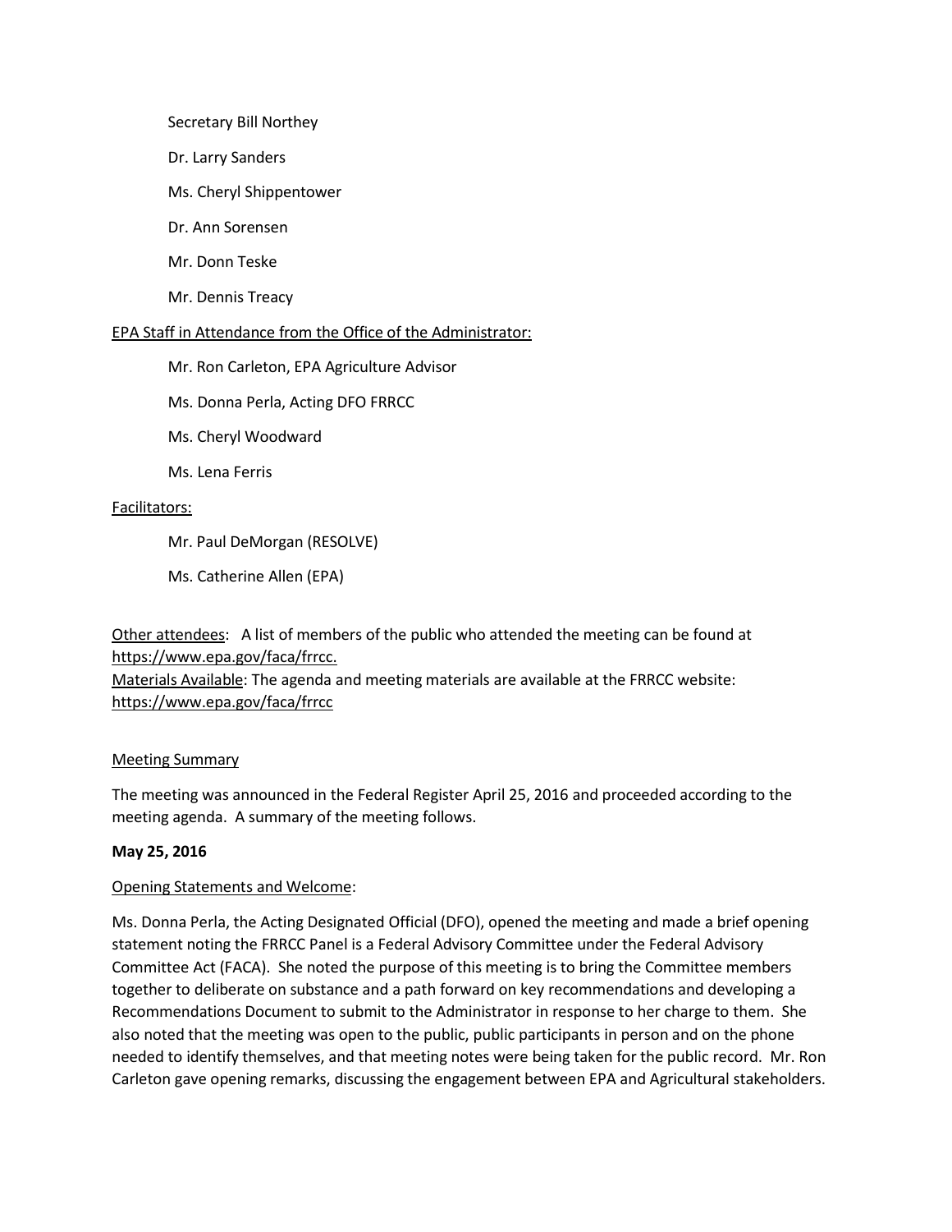Secretary Bill Northey

Dr. Larry Sanders

Ms. Cheryl Shippentower

Dr. Ann Sorensen

Mr. Donn Teske

Mr. Dennis Treacy

EPA Staff in Attendance from the Office of the Administrator:

Mr. Ron Carleton, EPA Agriculture Advisor

Ms. Donna Perla, Acting DFO FRRCC

Ms. Cheryl Woodward

Ms. Lena Ferris

Facilitators:

Mr. Paul DeMorgan (RESOLVE)

Ms. Catherine Allen (EPA)

Other attendees: A list of members of the public who attended the meeting can be found at https://www.epa.gov/faca/frrcc.

Materials Available: The agenda and meeting materials are available at the FRRCC website: https://www.epa.gov/faca/frrcc

Meeting Summary

The meeting was announced in the Federal Register April 25, 2016 and proceeded according to the meeting agenda. A summary of the meeting follows.

**May 25, 2016**

Opening Statements and Welcome:

Ms. Donna Perla, the Acting Designated Official (DFO), opened the meeting and made a brief opening statement noting the FRRCC Panel is a Federal Advisory Committee under the Federal Advisory Committee Act (FACA). She noted the purpose of this meeting is to bring the Committee members together to deliberate on substance and a path forward on key recommendations and developing a Recommendations Document to submit to the Administrator in response to her charge to them. She also noted that the meeting was open to the public, public participants in person and on the phone needed to identify themselves, and that meeting notes were being taken for the public record. Mr. Ron Carleton gave opening remarks, discussing the engagement between EPA and Agricultural stakeholders.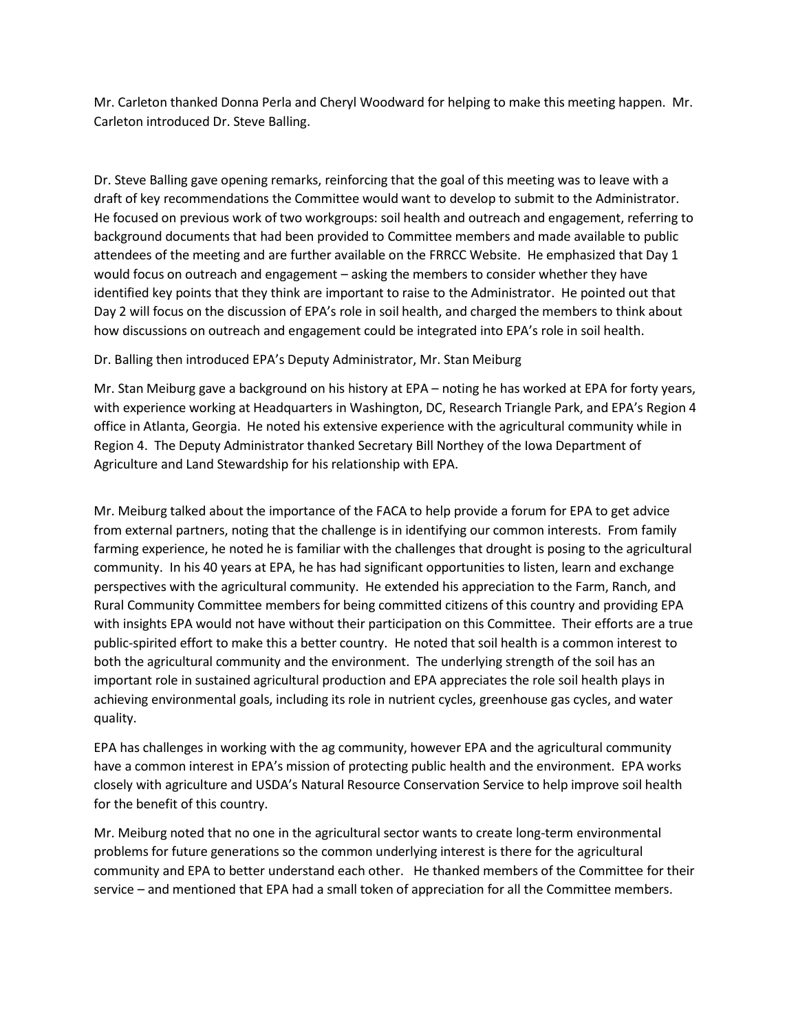Mr. Carleton thanked Donna Perla and Cheryl Woodward for helping to make this meeting happen. Mr. Carleton introduced Dr. Steve Balling.

Dr. Steve Balling gave opening remarks, reinforcing that the goal of this meeting was to leave with a draft of key recommendations the Committee would want to develop to submit to the Administrator. He focused on previous work of two workgroups: soil health and outreach and engagement, referring to background documents that had been provided to Committee members and made available to public attendees of the meeting and are further available on the FRRCC Website. He emphasized that Day 1 would focus on outreach and engagement – asking the members to consider whether they have identified key points that they think are important to raise to the Administrator. He pointed out that Day 2 will focus on the discussion of EPA's role in soil health, and charged the members to think about how discussions on outreach and engagement could be integrated into EPA's role in soil health.

Dr. Balling then introduced EPA's Deputy Administrator, Mr. Stan Meiburg

Mr. Stan Meiburg gave a background on his history at EPA – noting he has worked at EPA for forty years, with experience working at Headquarters in Washington, DC, Research Triangle Park, and EPA's Region 4 office in Atlanta, Georgia. He noted his extensive experience with the agricultural community while in Region 4. The Deputy Administrator thanked Secretary Bill Northey of the Iowa Department of Agriculture and Land Stewardship for his relationship with EPA.

Mr. Meiburg talked about the importance of the FACA to help provide a forum for EPA to get advice from external partners, noting that the challenge is in identifying our common interests. From family farming experience, he noted he is familiar with the challenges that drought is posing to the agricultural community. In his 40 years at EPA, he has had significant opportunities to listen, learn and exchange perspectives with the agricultural community. He extended his appreciation to the Farm, Ranch, and Rural Community Committee members for being committed citizens of this country and providing EPA with insights EPA would not have without their participation on this Committee. Their efforts are a true public-spirited effort to make this a better country. He noted that soil health is a common interest to both the agricultural community and the environment. The underlying strength of the soil has an important role in sustained agricultural production and EPA appreciates the role soil health plays in achieving environmental goals, including its role in nutrient cycles, greenhouse gas cycles, and water quality.

EPA has challenges in working with the ag community, however EPA and the agricultural community have a common interest in EPA's mission of protecting public health and the environment. EPA works closely with agriculture and USDA's Natural Resource Conservation Service to help improve soil health for the benefit of this country.

Mr. Meiburg noted that no one in the agricultural sector wants to create long-term environmental problems for future generations so the common underlying interest is there for the agricultural community and EPA to better understand each other. He thanked members of the Committee for their service – and mentioned that EPA had a small token of appreciation for all the Committee members.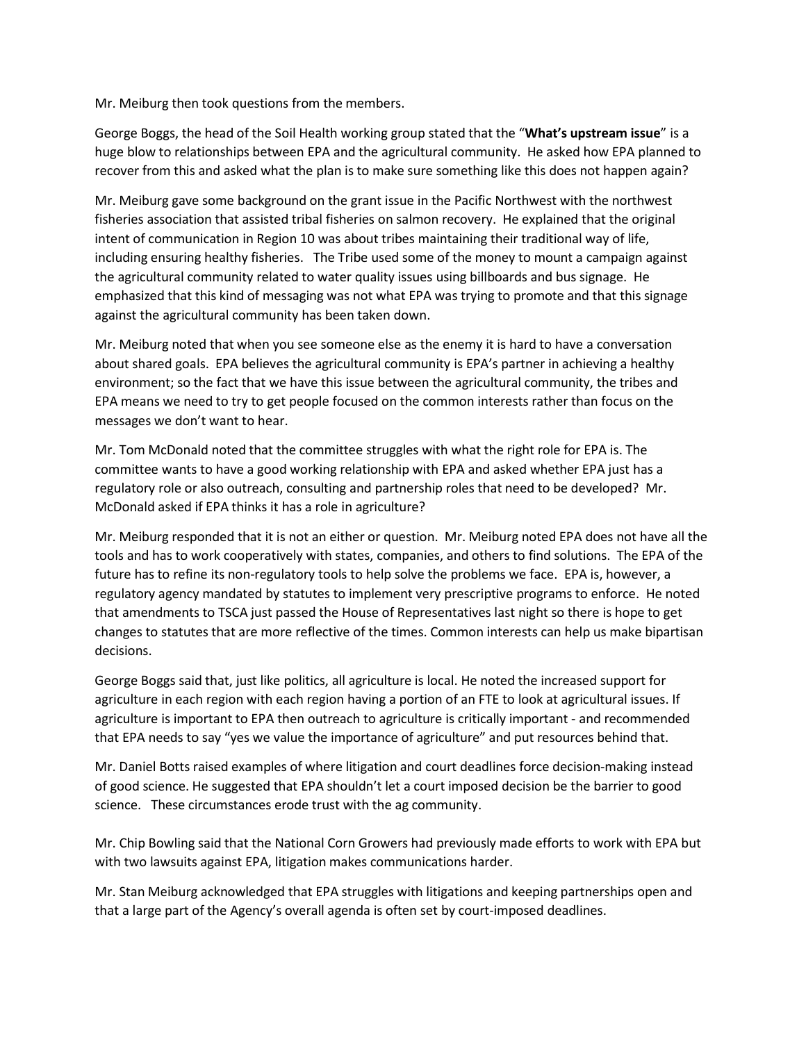Mr. Meiburg then took questions from the members.

George Boggs, the head of the Soil Health working group stated that the "**What's upstream issue**" is a huge blow to relationships between EPA and the agricultural community. He asked how EPA planned to recover from this and asked what the plan is to make sure something like this does not happen again?

Mr. Meiburg gave some background on the grant issue in the Pacific Northwest with the northwest fisheries association that assisted tribal fisheries on salmon recovery. He explained that the original intent of communication in Region 10 was about tribes maintaining their traditional way of life, including ensuring healthy fisheries. The Tribe used some of the money to mount a campaign against the agricultural community related to water quality issues using billboards and bus signage. He emphasized that this kind of messaging was not what EPA was trying to promote and that this signage against the agricultural community has been taken down.

Mr. Meiburg noted that when you see someone else as the enemy it is hard to have a conversation about shared goals. EPA believes the agricultural community is EPA's partner in achieving a healthy environment; so the fact that we have this issue between the agricultural community, the tribes and EPA means we need to try to get people focused on the common interests rather than focus on the messages we don't want to hear.

Mr. Tom McDonald noted that the committee struggles with what the right role for EPA is. The committee wants to have a good working relationship with EPA and asked whether EPA just has a regulatory role or also outreach, consulting and partnership roles that need to be developed? Mr. McDonald asked if EPA thinks it has a role in agriculture?

Mr. Meiburg responded that it is not an either or question. Mr. Meiburg noted EPA does not have all the tools and has to work cooperatively with states, companies, and others to find solutions. The EPA of the future has to refine its non-regulatory tools to help solve the problems we face. EPA is, however, a regulatory agency mandated by statutes to implement very prescriptive programs to enforce. He noted that amendments to TSCA just passed the House of Representatives last night so there is hope to get changes to statutes that are more reflective of the times. Common interests can help us make bipartisan decisions.

George Boggs said that, just like politics, all agriculture is local. He noted the increased support for agriculture in each region with each region having a portion of an FTE to look at agricultural issues. If agriculture is important to EPA then outreach to agriculture is critically important - and recommended that EPA needs to say "yes we value the importance of agriculture" and put resources behind that.

Mr. Daniel Botts raised examples of where litigation and court deadlines force decision-making instead of good science. He suggested that EPA shouldn't let a court imposed decision be the barrier to good science. These circumstances erode trust with the ag community.

Mr. Chip Bowling said that the National Corn Growers had previously made efforts to work with EPA but with two lawsuits against EPA, litigation makes communications harder.

Mr. Stan Meiburg acknowledged that EPA struggles with litigations and keeping partnerships open and that a large part of the Agency's overall agenda is often set by court-imposed deadlines.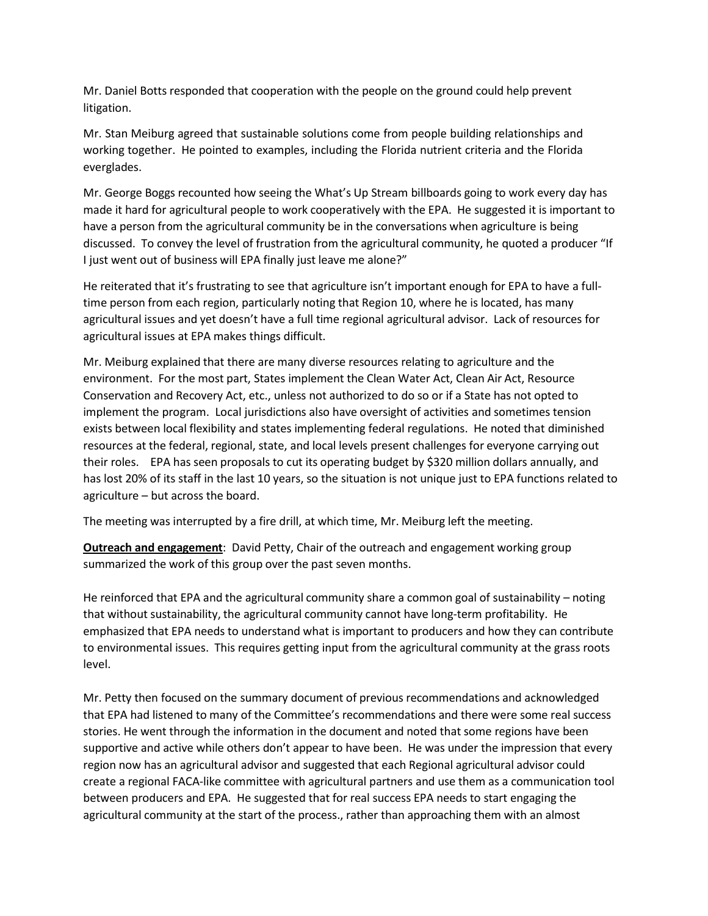Mr. Daniel Botts responded that cooperation with the people on the ground could help prevent litigation.

Mr. Stan Meiburg agreed that sustainable solutions come from people building relationships and working together. He pointed to examples, including the Florida nutrient criteria and the Florida everglades.

Mr. George Boggs recounted how seeing the What's Up Stream billboards going to work every day has made it hard for agricultural people to work cooperatively with the EPA. He suggested it is important to have a person from the agricultural community be in the conversations when agriculture is being discussed. To convey the level of frustration from the agricultural community, he quoted a producer "If I just went out of business will EPA finally just leave me alone?"

He reiterated that it's frustrating to see that agriculture isn't important enough for EPA to have a full-time person from each region, particularly noting that Region 10, where he is located, has many agricultural issues and yet doesn't have a full time regional agricultural advisor. Lack of resources for agricultural issues at EPA makes things difficult.

Mr. Meiburg explained that there are many diverse resources relating to agriculture and the environment. For the most part, States implement the Clean Water Act, Clean Air Act, Resource Conservation and Recovery Act, etc., unless not authorized to do so or if a State has not opted to implement the program. Local jurisdictions also have oversight of activities and sometimes tension exists between local flexibility and states implementing federal regulations. He noted that diminished resources at the federal, regional, state, and local levels present challenges for everyone carrying out their roles. EPA has seen proposals to cut its operating budget by $320 million dollars annually, and has lost 20% of its staff in the last 10 years, so the situation is not unique just to EPA functions related to agriculture – but across the board.

The meeting was interrupted by a fire drill, at which time, Mr. Meiburg left the meeting.

**Outreach and engagement**: David Petty, Chair of the outreach and engagement working group summarized the work of this group over the past seven months.

He reinforced that EPA and the agricultural community share a common goal of sustainability – noting that without sustainability, the agricultural community cannot have long-term profitability. He emphasized that EPA needs to understand what is important to producers and how they can contribute to environmental issues. This requires getting input from the agricultural community at the grass roots level.

Mr. Petty then focused on the summary document of previous recommendations and acknowledged that EPA had listened to many of the Committee's recommendations and there were some real success stories. He went through the information in the document and noted that some regions have been supportive and active while others don't appear to have been. He was under the impression that every region now has an agricultural advisor and suggested that each Regional agricultural advisor could create a regional FACA-like committee with agricultural partners and use them as a communication tool between producers and EPA. He suggested that for real success EPA needs to start engaging the agricultural community at the start of the process., rather than approaching them with an almost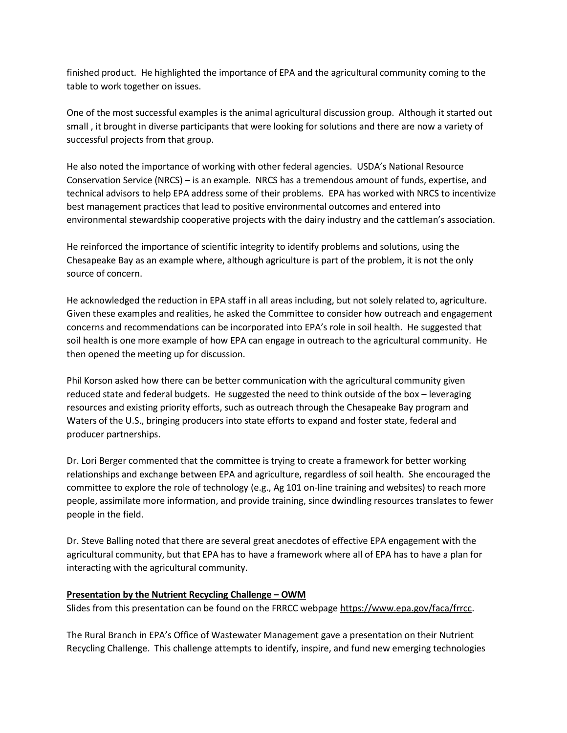finished product. He highlighted the importance of EPA and the agricultural community coming to the table to work together on issues.

One of the most successful examples is the animal agricultural discussion group. Although it started out small , it brought in diverse participants that were looking for solutions and there are now a variety of successful projects from that group.

He also noted the importance of working with other federal agencies. USDA's National Resource Conservation Service (NRCS) – is an example. NRCS has a tremendous amount of funds, expertise, and technical advisors to help EPA address some of their problems. EPA has worked with NRCS to incentivize best management practices that lead to positive environmental outcomes and entered into environmental stewardship cooperative projects with the dairy industry and the cattleman's association.

He reinforced the importance of scientific integrity to identify problems and solutions, using the Chesapeake Bay as an example where, although agriculture is part of the problem, it is not the only source of concern.

He acknowledged the reduction in EPA staff in all areas including, but not solely related to, agriculture. Given these examples and realities, he asked the Committee to consider how outreach and engagement concerns and recommendations can be incorporated into EPA's role in soil health. He suggested that soil health is one more example of how EPA can engage in outreach to the agricultural community. He then opened the meeting up for discussion.

Phil Korson asked how there can be better communication with the agricultural community given reduced state and federal budgets. He suggested the need to think outside of the box – leveraging resources and existing priority efforts, such as outreach through the Chesapeake Bay program and Waters of the U.S., bringing producers into state efforts to expand and foster state, federal and producer partnerships.

Dr. Lori Berger commented that the committee is trying to create a framework for better working relationships and exchange between EPA and agriculture, regardless of soil health. She encouraged the committee to explore the role of technology (e.g., Ag 101 on-line training and websites) to reach more people, assimilate more information, and provide training, since dwindling resources translates to fewer people in the field.

Dr. Steve Balling noted that there are several great anecdotes of effective EPA engagement with the agricultural community, but that EPA has to have a framework where all of EPA has to have a plan for interacting with the agricultural community.

**Presentation by the Nutrient Recycling Challenge – OWM**

Slides from this presentation can be found on the FRRCC webpage https://www.epa.gov/faca/frrcc.

The Rural Branch in EPA's Office of Wastewater Management gave a presentation on their Nutrient Recycling Challenge. This challenge attempts to identify, inspire, and fund new emerging technologies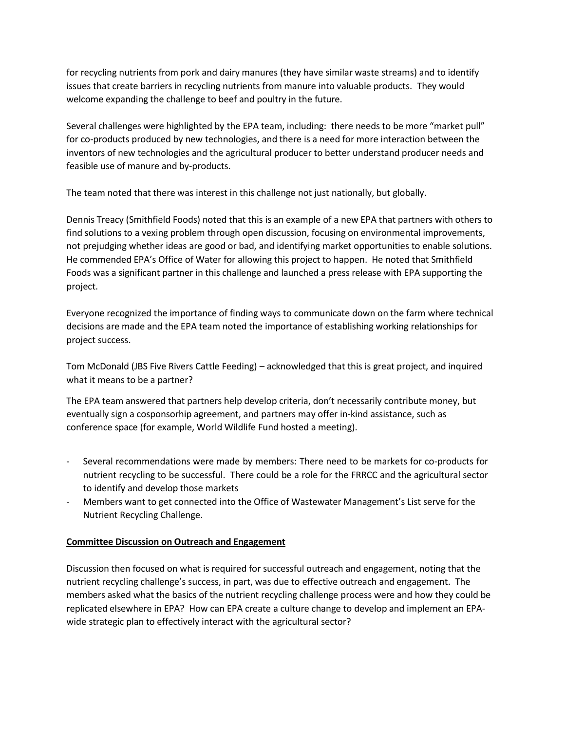for recycling nutrients from pork and dairy manures (they have similar waste streams) and to identify issues that create barriers in recycling nutrients from manure into valuable products. They would welcome expanding the challenge to beef and poultry in the future.

Several challenges were highlighted by the EPA team, including: there needs to be more "market pull" for co-products produced by new technologies, and there is a need for more interaction between the inventors of new technologies and the agricultural producer to better understand producer needs and feasible use of manure and by-products.

The team noted that there was interest in this challenge not just nationally, but globally.

Dennis Treacy (Smithfield Foods) noted that this is an example of a new EPA that partners with others to find solutions to a vexing problem through open discussion, focusing on environmental improvements, not prejudging whether ideas are good or bad, and identifying market opportunities to enable solutions. He commended EPA's Office of Water for allowing this project to happen. He noted that Smithfield Foods was a significant partner in this challenge and launched a press release with EPA supporting the project.

Everyone recognized the importance of finding ways to communicate down on the farm where technical decisions are made and the EPA team noted the importance of establishing working relationships for project success.

Tom McDonald (JBS Five Rivers Cattle Feeding) – acknowledged that this is great project, and inquired what it means to be a partner?

The EPA team answered that partners help develop criteria, don't necessarily contribute money, but eventually sign a cosponsorhip agreement, and partners may offer in-kind assistance, such as conference space (for example, World Wildlife Fund hosted a meeting).

- Several recommendations were made by members: There need to be markets for co-products for nutrient recycling to be successful. There could be a role for the FRRCC and the agricultural sector to identify and develop those markets
- Members want to get connected into the Office of Wastewater Management's List serve for the Nutrient Recycling Challenge.

**Committee Discussion on Outreach and Engagement**

Discussion then focused on what is required for successful outreach and engagement, noting that the nutrient recycling challenge's success, in part, was due to effective outreach and engagement. The members asked what the basics of the nutrient recycling challenge process were and how they could be replicated elsewhere in EPA? How can EPA create a culture change to develop and implement an EPA-wide strategic plan to effectively interact with the agricultural sector?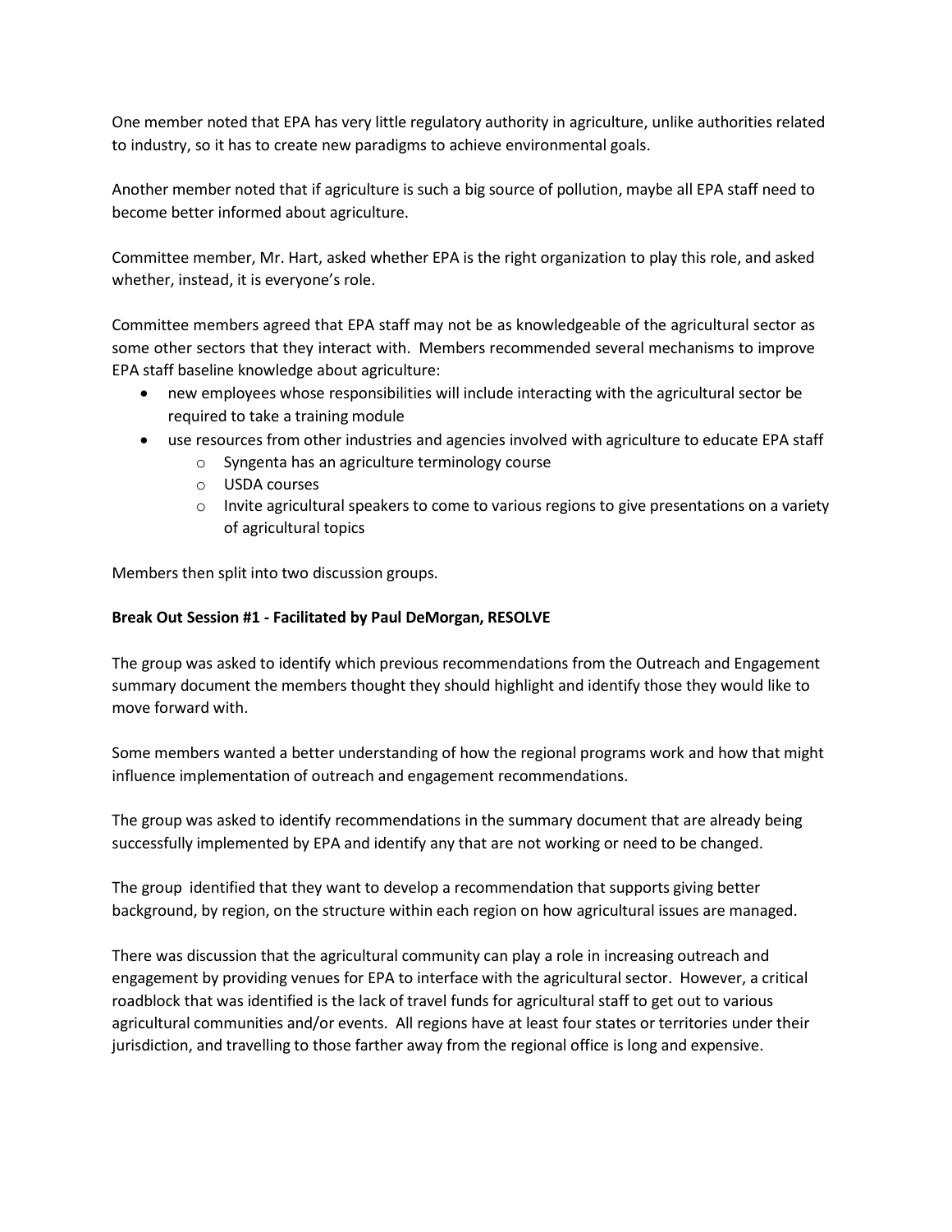One member noted that EPA has very little regulatory authority in agriculture, unlike authorities related to industry, so it has to create new paradigms to achieve environmental goals.

Another member noted that if agriculture is such a big source of pollution, maybe all EPA staff need to become better informed about agriculture.

Committee member, Mr. Hart, asked whether EPA is the right organization to play this role, and asked whether, instead, it is everyone's role.

Committee members agreed that EPA staff may not be as knowledgeable of the agricultural sector as some other sectors that they interact with. Members recommended several mechanisms to improve EPA staff baseline knowledge about agriculture:

- new employees whose responsibilities will include interacting with the agricultural sector be required to take a training module
- use resources from other industries and agencies involved with agriculture to educate EPA staff
  - Syngenta has an agriculture terminology course
  - USDA courses
  - Invite agricultural speakers to come to various regions to give presentations on a variety of agricultural topics

Members then split into two discussion groups.

**Break Out Session #1 - Facilitated by Paul DeMorgan, RESOLVE**

The group was asked to identify which previous recommendations from the Outreach and Engagement summary document the members thought they should highlight and identify those they would like to move forward with.

Some members wanted a better understanding of how the regional programs work and how that might influence implementation of outreach and engagement recommendations.

The group was asked to identify recommendations in the summary document that are already being successfully implemented by EPA and identify any that are not working or need to be changed.

The group identified that they want to develop a recommendation that supports giving better background, by region, on the structure within each region on how agricultural issues are managed.

There was discussion that the agricultural community can play a role in increasing outreach and engagement by providing venues for EPA to interface with the agricultural sector. However, a critical roadblock that was identified is the lack of travel funds for agricultural staff to get out to various agricultural communities and/or events. All regions have at least four states or territories under their jurisdiction, and travelling to those farther away from the regional office is long and expensive.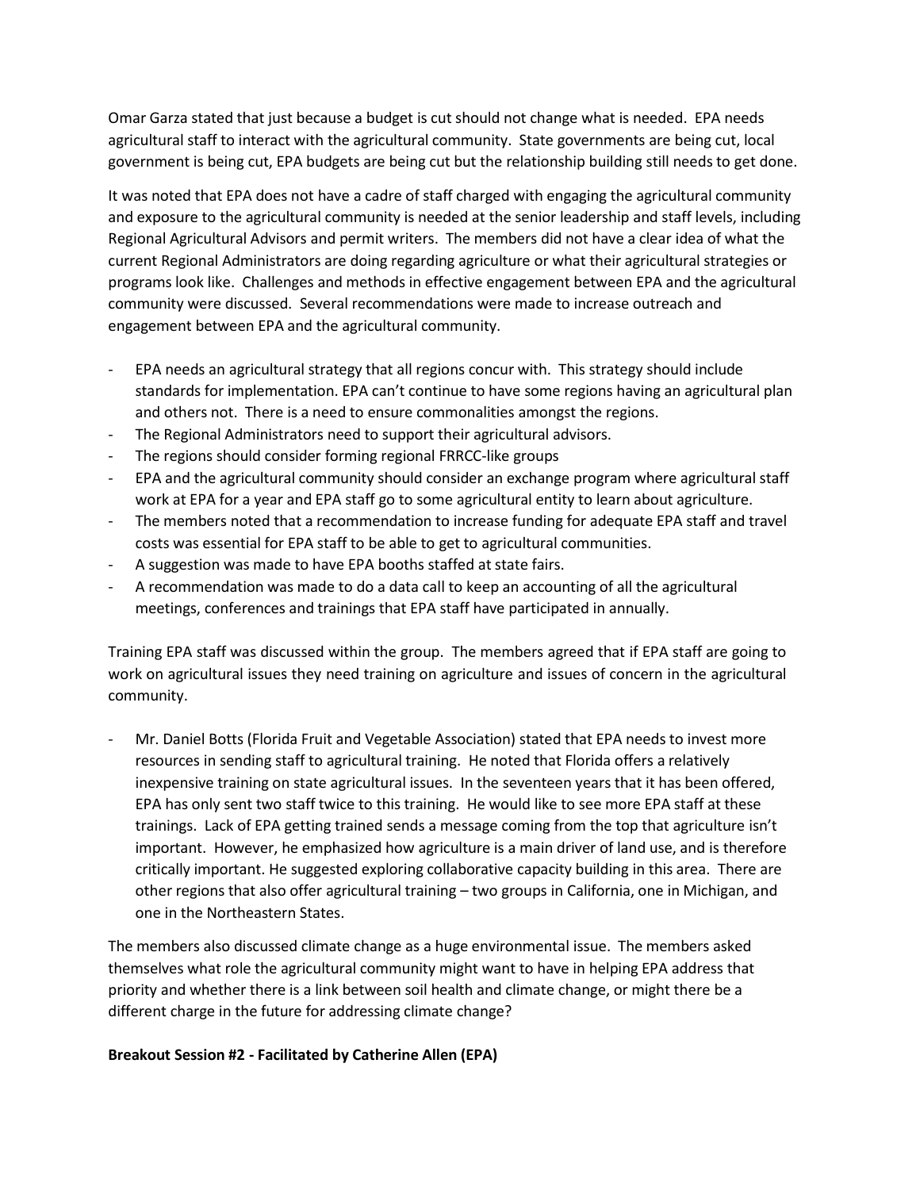Omar Garza stated that just because a budget is cut should not change what is needed. EPA needs agricultural staff to interact with the agricultural community. State governments are being cut, local government is being cut, EPA budgets are being cut but the relationship building still needs to get done.

It was noted that EPA does not have a cadre of staff charged with engaging the agricultural community and exposure to the agricultural community is needed at the senior leadership and staff levels, including Regional Agricultural Advisors and permit writers. The members did not have a clear idea of what the current Regional Administrators are doing regarding agriculture or what their agricultural strategies or programs look like. Challenges and methods in effective engagement between EPA and the agricultural community were discussed. Several recommendations were made to increase outreach and engagement between EPA and the agricultural community.

- EPA needs an agricultural strategy that all regions concur with. This strategy should include standards for implementation. EPA can't continue to have some regions having an agricultural plan and others not. There is a need to ensure commonalities amongst the regions.
- The Regional Administrators need to support their agricultural advisors.
- The regions should consider forming regional FRRCC-like groups
- EPA and the agricultural community should consider an exchange program where agricultural staff work at EPA for a year and EPA staff go to some agricultural entity to learn about agriculture.
- The members noted that a recommendation to increase funding for adequate EPA staff and travel costs was essential for EPA staff to be able to get to agricultural communities.
- A suggestion was made to have EPA booths staffed at state fairs.
- A recommendation was made to do a data call to keep an accounting of all the agricultural meetings, conferences and trainings that EPA staff have participated in annually.

Training EPA staff was discussed within the group. The members agreed that if EPA staff are going to work on agricultural issues they need training on agriculture and issues of concern in the agricultural community.

- Mr. Daniel Botts (Florida Fruit and Vegetable Association) stated that EPA needs to invest more resources in sending staff to agricultural training. He noted that Florida offers a relatively inexpensive training on state agricultural issues. In the seventeen years that it has been offered, EPA has only sent two staff twice to this training. He would like to see more EPA staff at these trainings. Lack of EPA getting trained sends a message coming from the top that agriculture isn't important. However, he emphasized how agriculture is a main driver of land use, and is therefore critically important. He suggested exploring collaborative capacity building in this area. There are other regions that also offer agricultural training – two groups in California, one in Michigan, and one in the Northeastern States.

The members also discussed climate change as a huge environmental issue. The members asked themselves what role the agricultural community might want to have in helping EPA address that priority and whether there is a link between soil health and climate change, or might there be a different charge in the future for addressing climate change?

**Breakout Session #2 - Facilitated by Catherine Allen (EPA)**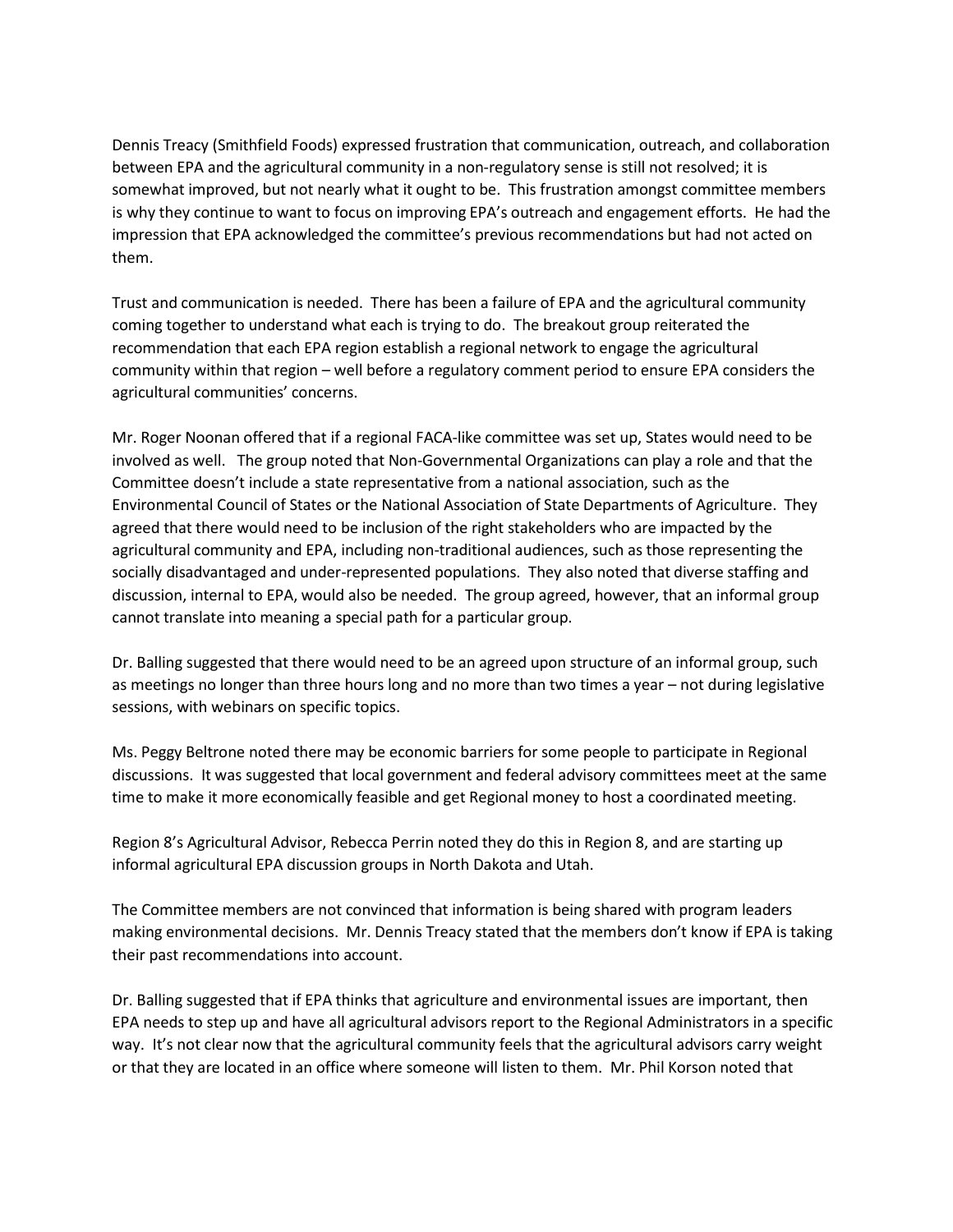Dennis Treacy (Smithfield Foods) expressed frustration that communication, outreach, and collaboration between EPA and the agricultural community in a non-regulatory sense is still not resolved; it is somewhat improved, but not nearly what it ought to be. This frustration amongst committee members is why they continue to want to focus on improving EPA's outreach and engagement efforts. He had the impression that EPA acknowledged the committee's previous recommendations but had not acted on them.

Trust and communication is needed. There has been a failure of EPA and the agricultural community coming together to understand what each is trying to do. The breakout group reiterated the recommendation that each EPA region establish a regional network to engage the agricultural community within that region – well before a regulatory comment period to ensure EPA considers the agricultural communities' concerns.

Mr. Roger Noonan offered that if a regional FACA-like committee was set up, States would need to be involved as well. The group noted that Non-Governmental Organizations can play a role and that the Committee doesn't include a state representative from a national association, such as the Environmental Council of States or the National Association of State Departments of Agriculture. They agreed that there would need to be inclusion of the right stakeholders who are impacted by the agricultural community and EPA, including non-traditional audiences, such as those representing the socially disadvantaged and under-represented populations. They also noted that diverse staffing and discussion, internal to EPA, would also be needed. The group agreed, however, that an informal group cannot translate into meaning a special path for a particular group.

Dr. Balling suggested that there would need to be an agreed upon structure of an informal group, such as meetings no longer than three hours long and no more than two times a year – not during legislative sessions, with webinars on specific topics.

Ms. Peggy Beltrone noted there may be economic barriers for some people to participate in Regional discussions. It was suggested that local government and federal advisory committees meet at the same time to make it more economically feasible and get Regional money to host a coordinated meeting.

Region 8's Agricultural Advisor, Rebecca Perrin noted they do this in Region 8, and are starting up informal agricultural EPA discussion groups in North Dakota and Utah.

The Committee members are not convinced that information is being shared with program leaders making environmental decisions. Mr. Dennis Treacy stated that the members don't know if EPA is taking their past recommendations into account.

Dr. Balling suggested that if EPA thinks that agriculture and environmental issues are important, then EPA needs to step up and have all agricultural advisors report to the Regional Administrators in a specific way. It's not clear now that the agricultural community feels that the agricultural advisors carry weight or that they are located in an office where someone will listen to them. Mr. Phil Korson noted that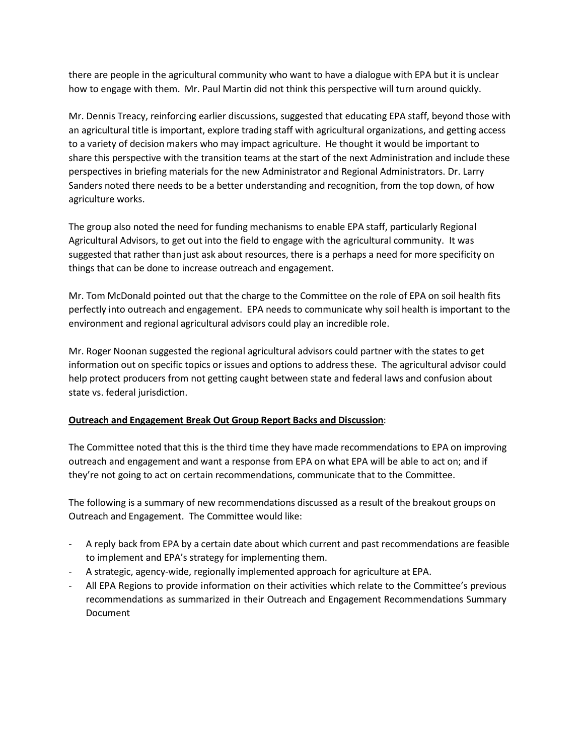there are people in the agricultural community who want to have a dialogue with EPA but it is unclear how to engage with them. Mr. Paul Martin did not think this perspective will turn around quickly.

Mr. Dennis Treacy, reinforcing earlier discussions, suggested that educating EPA staff, beyond those with an agricultural title is important, explore trading staff with agricultural organizations, and getting access to a variety of decision makers who may impact agriculture. He thought it would be important to share this perspective with the transition teams at the start of the next Administration and include these perspectives in briefing materials for the new Administrator and Regional Administrators. Dr. Larry Sanders noted there needs to be a better understanding and recognition, from the top down, of how agriculture works.

The group also noted the need for funding mechanisms to enable EPA staff, particularly Regional Agricultural Advisors, to get out into the field to engage with the agricultural community. It was suggested that rather than just ask about resources, there is a perhaps a need for more specificity on things that can be done to increase outreach and engagement.

Mr. Tom McDonald pointed out that the charge to the Committee on the role of EPA on soil health fits perfectly into outreach and engagement. EPA needs to communicate why soil health is important to the environment and regional agricultural advisors could play an incredible role.

Mr. Roger Noonan suggested the regional agricultural advisors could partner with the states to get information out on specific topics or issues and options to address these. The agricultural advisor could help protect producers from not getting caught between state and federal laws and confusion about state vs. federal jurisdiction.

**<u>Outreach and Engagement Break Out Group Report Backs and Discussion</u>**:

The Committee noted that this is the third time they have made recommendations to EPA on improving outreach and engagement and want a response from EPA on what EPA will be able to act on; and if they're not going to act on certain recommendations, communicate that to the Committee.

The following is a summary of new recommendations discussed as a result of the breakout groups on Outreach and Engagement. The Committee would like:

- A reply back from EPA by a certain date about which current and past recommendations are feasible to implement and EPA's strategy for implementing them.
- A strategic, agency-wide, regionally implemented approach for agriculture at EPA.
- All EPA Regions to provide information on their activities which relate to the Committee's previous recommendations as summarized in their Outreach and Engagement Recommendations Summary Document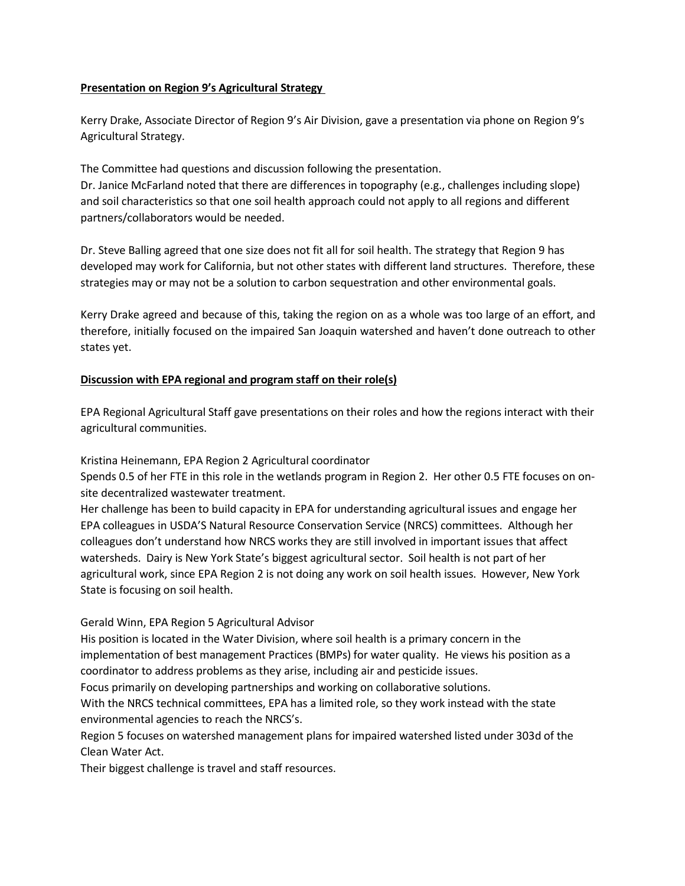**Presentation on Region 9's Agricultural Strategy**

Kerry Drake, Associate Director of Region 9's Air Division, gave a presentation via phone on Region 9's Agricultural Strategy.

The Committee had questions and discussion following the presentation.
Dr. Janice McFarland noted that there are differences in topography (e.g., challenges including slope) and soil characteristics so that one soil health approach could not apply to all regions and different partners/collaborators would be needed.

Dr. Steve Balling agreed that one size does not fit all for soil health. The strategy that Region 9 has developed may work for California, but not other states with different land structures. Therefore, these strategies may or may not be a solution to carbon sequestration and other environmental goals.

Kerry Drake agreed and because of this, taking the region on as a whole was too large of an effort, and therefore, initially focused on the impaired San Joaquin watershed and haven't done outreach to other states yet.

**Discussion with EPA regional and program staff on their role(s)**

EPA Regional Agricultural Staff gave presentations on their roles and how the regions interact with their agricultural communities.

Kristina Heinemann, EPA Region 2 Agricultural coordinator
Spends 0.5 of her FTE in this role in the wetlands program in Region 2. Her other 0.5 FTE focuses on on-site decentralized wastewater treatment.
Her challenge has been to build capacity in EPA for understanding agricultural issues and engage her EPA colleagues in USDA'S Natural Resource Conservation Service (NRCS) committees. Although her colleagues don't understand how NRCS works they are still involved in important issues that affect watersheds. Dairy is New York State's biggest agricultural sector. Soil health is not part of her agricultural work, since EPA Region 2 is not doing any work on soil health issues. However, New York State is focusing on soil health.

Gerald Winn, EPA Region 5 Agricultural Advisor
His position is located in the Water Division, where soil health is a primary concern in the implementation of best management Practices (BMPs) for water quality. He views his position as a coordinator to address problems as they arise, including air and pesticide issues.
Focus primarily on developing partnerships and working on collaborative solutions.
With the NRCS technical committees, EPA has a limited role, so they work instead with the state environmental agencies to reach the NRCS's.
Region 5 focuses on watershed management plans for impaired watershed listed under 303d of the Clean Water Act.
Their biggest challenge is travel and staff resources.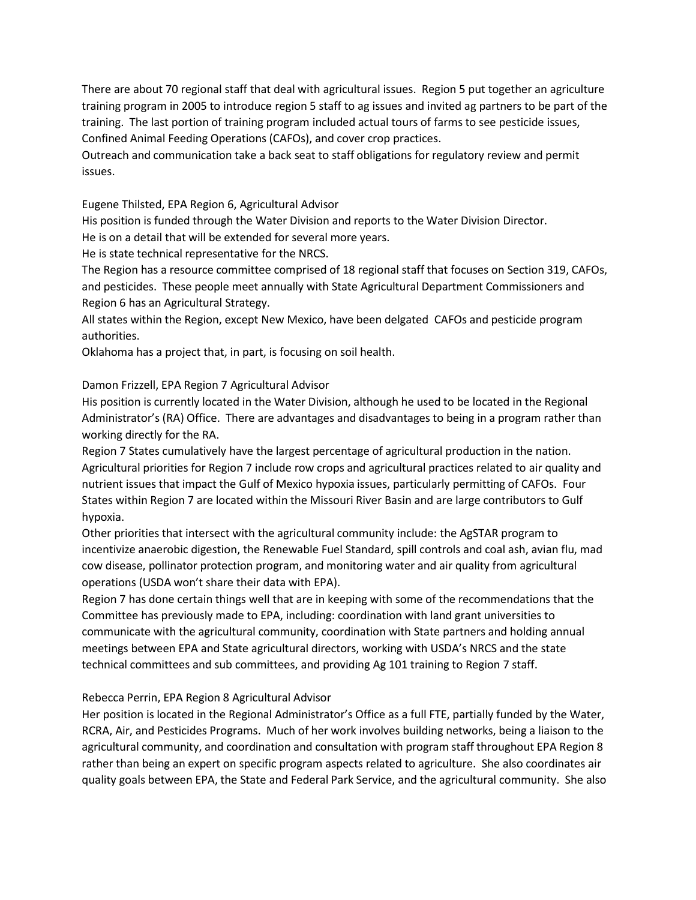There are about 70 regional staff that deal with agricultural issues. Region 5 put together an agriculture training program in 2005 to introduce region 5 staff to ag issues and invited ag partners to be part of the training. The last portion of training program included actual tours of farms to see pesticide issues, Confined Animal Feeding Operations (CAFOs), and cover crop practices.
Outreach and communication take a back seat to staff obligations for regulatory review and permit issues.

Eugene Thilsted, EPA Region 6, Agricultural Advisor
His position is funded through the Water Division and reports to the Water Division Director.
He is on a detail that will be extended for several more years.
He is state technical representative for the NRCS.
The Region has a resource committee comprised of 18 regional staff that focuses on Section 319, CAFOs, and pesticides. These people meet annually with State Agricultural Department Commissioners and Region 6 has an Agricultural Strategy.
All states within the Region, except New Mexico, have been delgated CAFOs and pesticide program authorities.
Oklahoma has a project that, in part, is focusing on soil health.

Damon Frizzell, EPA Region 7 Agricultural Advisor
His position is currently located in the Water Division, although he used to be located in the Regional Administrator's (RA) Office. There are advantages and disadvantages to being in a program rather than working directly for the RA.
Region 7 States cumulatively have the largest percentage of agricultural production in the nation. Agricultural priorities for Region 7 include row crops and agricultural practices related to air quality and nutrient issues that impact the Gulf of Mexico hypoxia issues, particularly permitting of CAFOs. Four States within Region 7 are located within the Missouri River Basin and are large contributors to Gulf hypoxia.
Other priorities that intersect with the agricultural community include: the AgSTAR program to incentivize anaerobic digestion, the Renewable Fuel Standard, spill controls and coal ash, avian flu, mad cow disease, pollinator protection program, and monitoring water and air quality from agricultural operations (USDA won't share their data with EPA).
Region 7 has done certain things well that are in keeping with some of the recommendations that the Committee has previously made to EPA, including: coordination with land grant universities to communicate with the agricultural community, coordination with State partners and holding annual meetings between EPA and State agricultural directors, working with USDA's NRCS and the state technical committees and sub committees, and providing Ag 101 training to Region 7 staff.

Rebecca Perrin, EPA Region 8 Agricultural Advisor
Her position is located in the Regional Administrator's Office as a full FTE, partially funded by the Water, RCRA, Air, and Pesticides Programs. Much of her work involves building networks, being a liaison to the agricultural community, and coordination and consultation with program staff throughout EPA Region 8 rather than being an expert on specific program aspects related to agriculture. She also coordinates air quality goals between EPA, the State and Federal Park Service, and the agricultural community. She also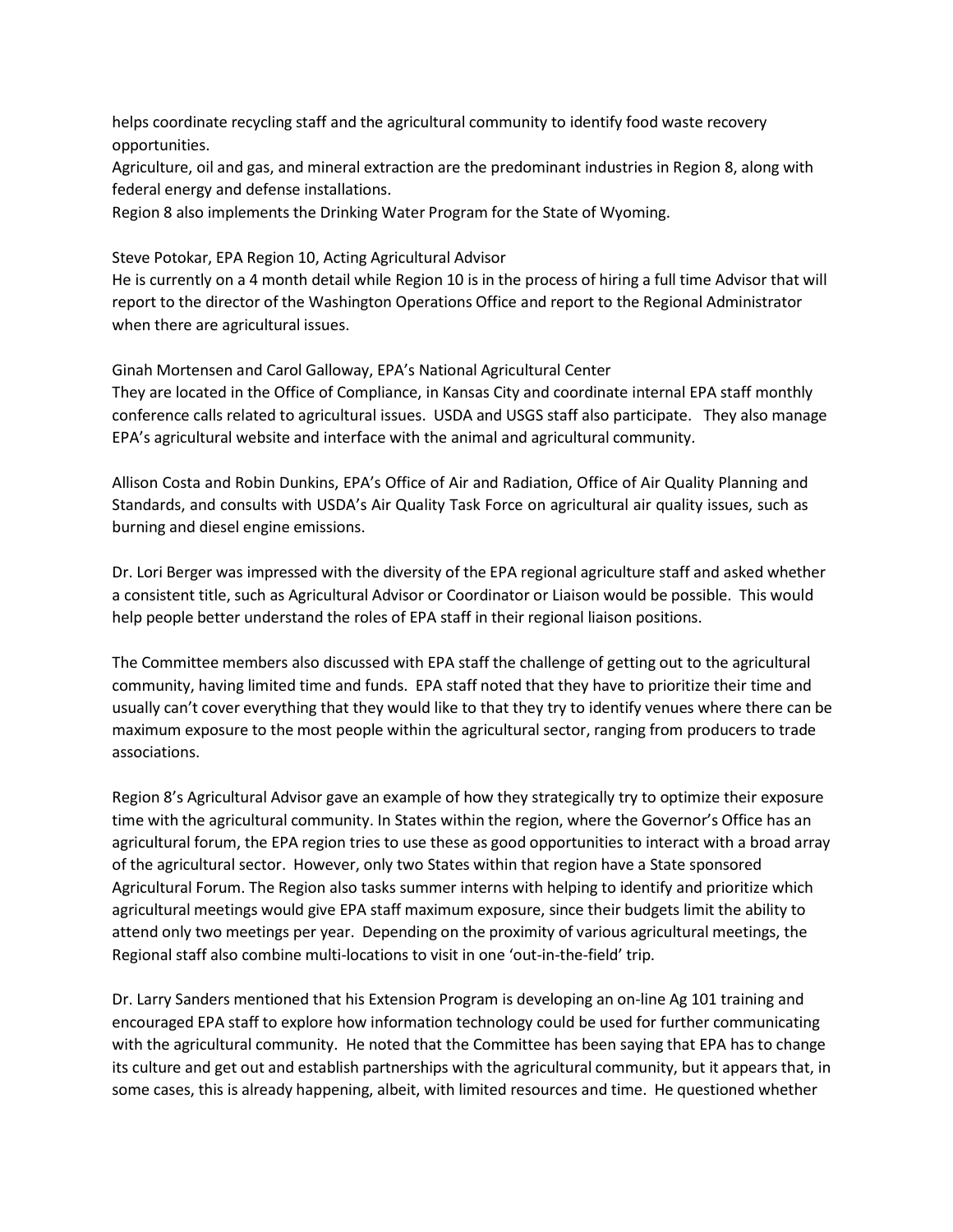helps coordinate recycling staff and the agricultural community to identify food waste recovery opportunities.

Agriculture, oil and gas, and mineral extraction are the predominant industries in Region 8, along with federal energy and defense installations.

Region 8 also implements the Drinking Water Program for the State of Wyoming.

Steve Potokar, EPA Region 10, Acting Agricultural Advisor

He is currently on a 4 month detail while Region 10 is in the process of hiring a full time Advisor that will report to the director of the Washington Operations Office and report to the Regional Administrator when there are agricultural issues.

Ginah Mortensen and Carol Galloway, EPA's National Agricultural Center

They are located in the Office of Compliance, in Kansas City and coordinate internal EPA staff monthly conference calls related to agricultural issues. USDA and USGS staff also participate. They also manage EPA's agricultural website and interface with the animal and agricultural community.

Allison Costa and Robin Dunkins, EPA's Office of Air and Radiation, Office of Air Quality Planning and Standards, and consults with USDA's Air Quality Task Force on agricultural air quality issues, such as burning and diesel engine emissions.

Dr. Lori Berger was impressed with the diversity of the EPA regional agriculture staff and asked whether a consistent title, such as Agricultural Advisor or Coordinator or Liaison would be possible. This would help people better understand the roles of EPA staff in their regional liaison positions.

The Committee members also discussed with EPA staff the challenge of getting out to the agricultural community, having limited time and funds. EPA staff noted that they have to prioritize their time and usually can't cover everything that they would like to that they try to identify venues where there can be maximum exposure to the most people within the agricultural sector, ranging from producers to trade associations.

Region 8's Agricultural Advisor gave an example of how they strategically try to optimize their exposure time with the agricultural community. In States within the region, where the Governor's Office has an agricultural forum, the EPA region tries to use these as good opportunities to interact with a broad array of the agricultural sector. However, only two States within that region have a State sponsored Agricultural Forum. The Region also tasks summer interns with helping to identify and prioritize which agricultural meetings would give EPA staff maximum exposure, since their budgets limit the ability to attend only two meetings per year. Depending on the proximity of various agricultural meetings, the Regional staff also combine multi-locations to visit in one 'out-in-the-field' trip.

Dr. Larry Sanders mentioned that his Extension Program is developing an on-line Ag 101 training and encouraged EPA staff to explore how information technology could be used for further communicating with the agricultural community. He noted that the Committee has been saying that EPA has to change its culture and get out and establish partnerships with the agricultural community, but it appears that, in some cases, this is already happening, albeit, with limited resources and time. He questioned whether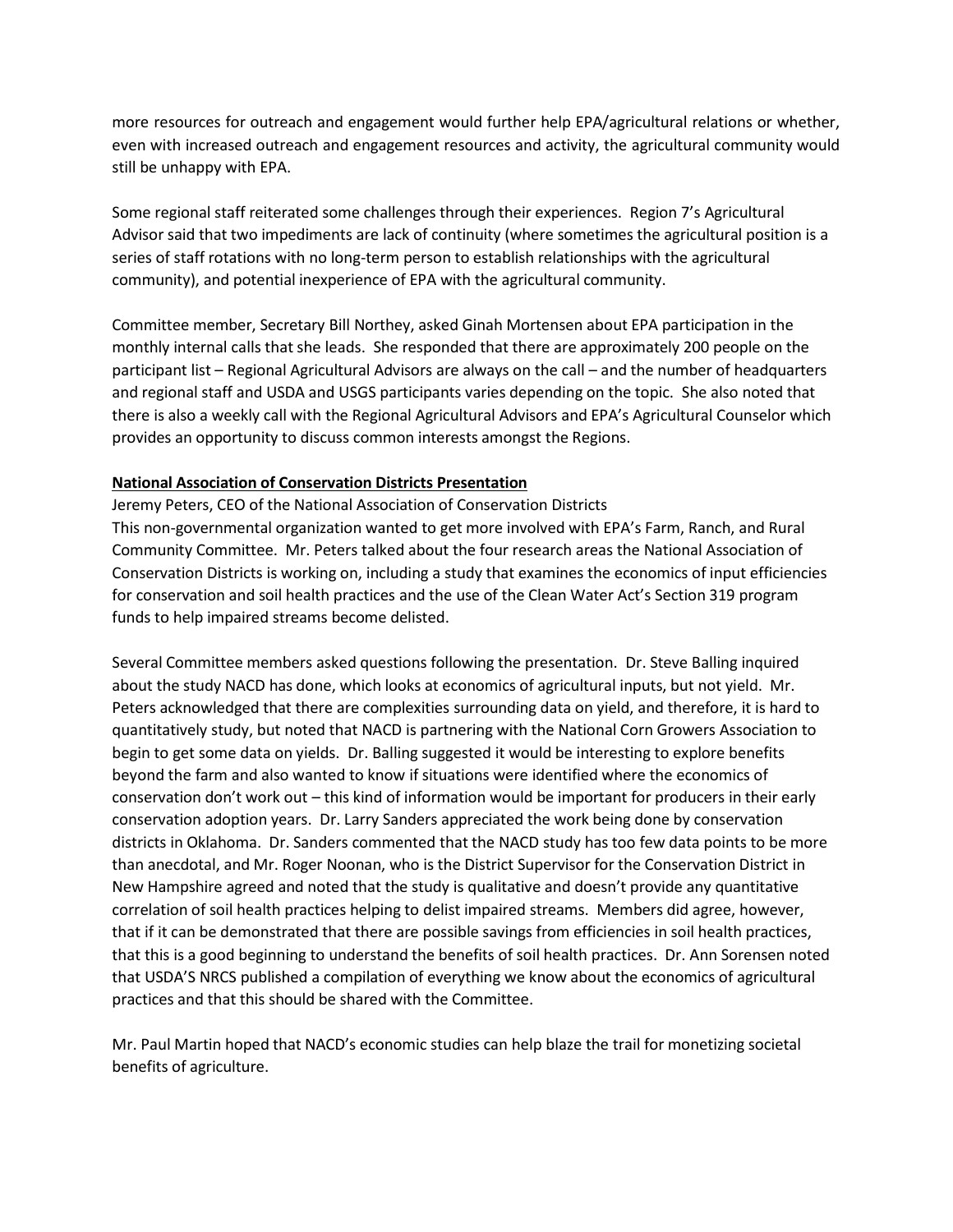more resources for outreach and engagement would further help EPA/agricultural relations or whether, even with increased outreach and engagement resources and activity, the agricultural community would still be unhappy with EPA.

Some regional staff reiterated some challenges through their experiences. Region 7's Agricultural Advisor said that two impediments are lack of continuity (where sometimes the agricultural position is a series of staff rotations with no long-term person to establish relationships with the agricultural community), and potential inexperience of EPA with the agricultural community.

Committee member, Secretary Bill Northey, asked Ginah Mortensen about EPA participation in the monthly internal calls that she leads. She responded that there are approximately 200 people on the participant list – Regional Agricultural Advisors are always on the call – and the number of headquarters and regional staff and USDA and USGS participants varies depending on the topic. She also noted that there is also a weekly call with the Regional Agricultural Advisors and EPA's Agricultural Counselor which provides an opportunity to discuss common interests amongst the Regions.

**National Association of Conservation Districts Presentation**

Jeremy Peters, CEO of the National Association of Conservation Districts

This non-governmental organization wanted to get more involved with EPA's Farm, Ranch, and Rural Community Committee. Mr. Peters talked about the four research areas the National Association of Conservation Districts is working on, including a study that examines the economics of input efficiencies for conservation and soil health practices and the use of the Clean Water Act's Section 319 program funds to help impaired streams become delisted.

Several Committee members asked questions following the presentation. Dr. Steve Balling inquired about the study NACD has done, which looks at economics of agricultural inputs, but not yield. Mr. Peters acknowledged that there are complexities surrounding data on yield, and therefore, it is hard to quantitatively study, but noted that NACD is partnering with the National Corn Growers Association to begin to get some data on yields. Dr. Balling suggested it would be interesting to explore benefits beyond the farm and also wanted to know if situations were identified where the economics of conservation don't work out – this kind of information would be important for producers in their early conservation adoption years. Dr. Larry Sanders appreciated the work being done by conservation districts in Oklahoma. Dr. Sanders commented that the NACD study has too few data points to be more than anecdotal, and Mr. Roger Noonan, who is the District Supervisor for the Conservation District in New Hampshire agreed and noted that the study is qualitative and doesn't provide any quantitative correlation of soil health practices helping to delist impaired streams. Members did agree, however, that if it can be demonstrated that there are possible savings from efficiencies in soil health practices, that this is a good beginning to understand the benefits of soil health practices. Dr. Ann Sorensen noted that USDA'S NRCS published a compilation of everything we know about the economics of agricultural practices and that this should be shared with the Committee.

Mr. Paul Martin hoped that NACD's economic studies can help blaze the trail for monetizing societal benefits of agriculture.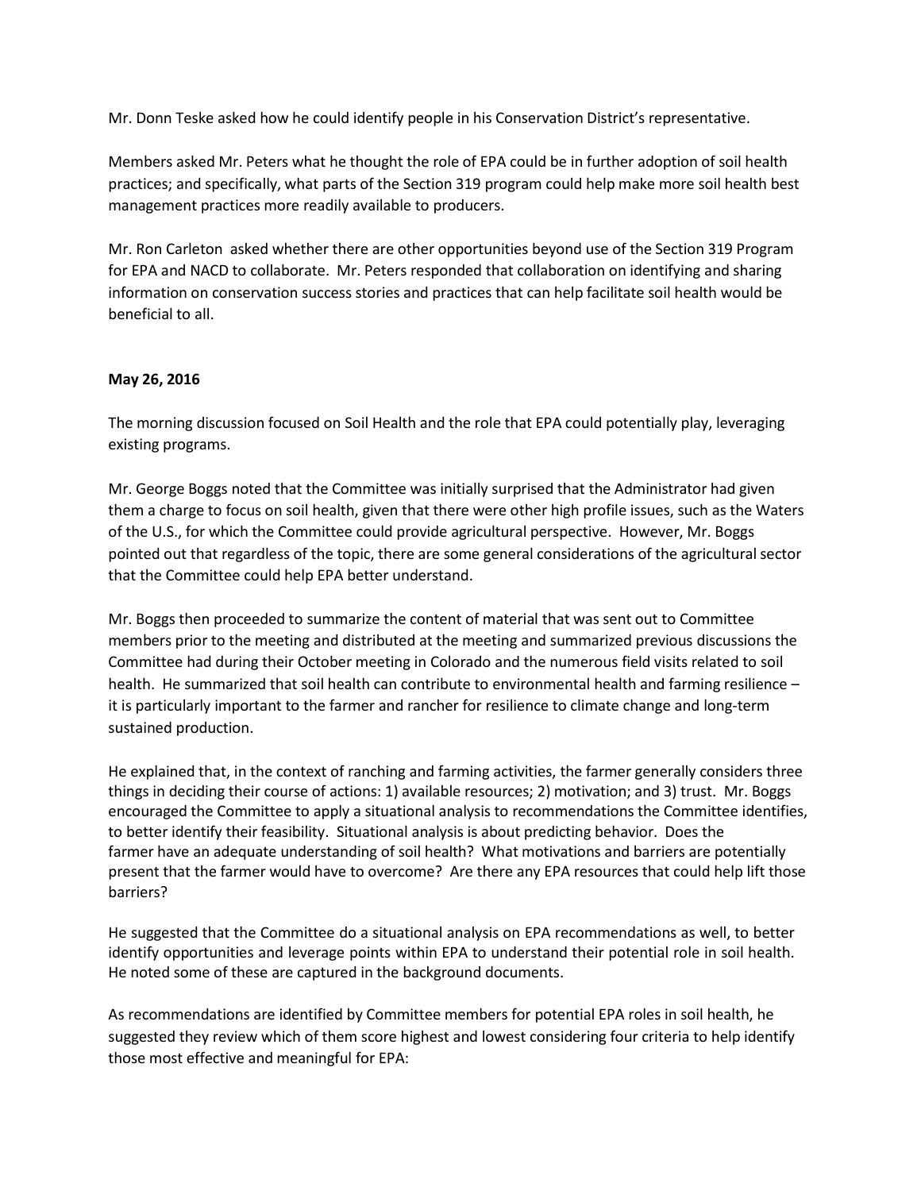Mr. Donn Teske asked how he could identify people in his Conservation District's representative.

Members asked Mr. Peters what he thought the role of EPA could be in further adoption of soil health practices; and specifically, what parts of the Section 319 program could help make more soil health best management practices more readily available to producers.

Mr. Ron Carleton asked whether there are other opportunities beyond use of the Section 319 Program for EPA and NACD to collaborate. Mr. Peters responded that collaboration on identifying and sharing information on conservation success stories and practices that can help facilitate soil health would be beneficial to all.

**May 26, 2016**

The morning discussion focused on Soil Health and the role that EPA could potentially play, leveraging existing programs.

Mr. George Boggs noted that the Committee was initially surprised that the Administrator had given them a charge to focus on soil health, given that there were other high profile issues, such as the Waters of the U.S., for which the Committee could provide agricultural perspective. However, Mr. Boggs pointed out that regardless of the topic, there are some general considerations of the agricultural sector that the Committee could help EPA better understand.

Mr. Boggs then proceeded to summarize the content of material that was sent out to Committee members prior to the meeting and distributed at the meeting and summarized previous discussions the Committee had during their October meeting in Colorado and the numerous field visits related to soil health. He summarized that soil health can contribute to environmental health and farming resilience – it is particularly important to the farmer and rancher for resilience to climate change and long-term sustained production.

He explained that, in the context of ranching and farming activities, the farmer generally considers three things in deciding their course of actions: 1) available resources; 2) motivation; and 3) trust. Mr. Boggs encouraged the Committee to apply a situational analysis to recommendations the Committee identifies, to better identify their feasibility. Situational analysis is about predicting behavior. Does the farmer have an adequate understanding of soil health? What motivations and barriers are potentially present that the farmer would have to overcome? Are there any EPA resources that could help lift those barriers?

He suggested that the Committee do a situational analysis on EPA recommendations as well, to better identify opportunities and leverage points within EPA to understand their potential role in soil health. He noted some of these are captured in the background documents.

As recommendations are identified by Committee members for potential EPA roles in soil health, he suggested they review which of them score highest and lowest considering four criteria to help identify those most effective and meaningful for EPA: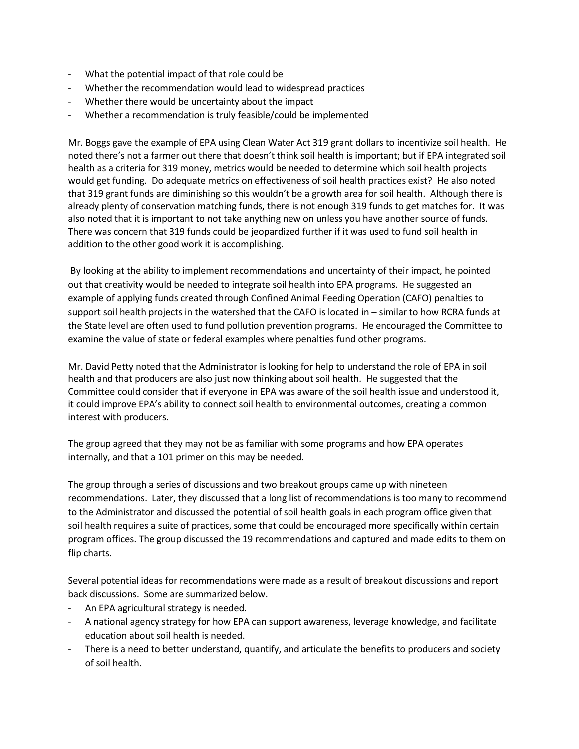- What the potential impact of that role could be
- Whether the recommendation would lead to widespread practices
- Whether there would be uncertainty about the impact
- Whether a recommendation is truly feasible/could be implemented

Mr. Boggs gave the example of EPA using Clean Water Act 319 grant dollars to incentivize soil health. He noted there's not a farmer out there that doesn't think soil health is important; but if EPA integrated soil health as a criteria for 319 money, metrics would be needed to determine which soil health projects would get funding. Do adequate metrics on effectiveness of soil health practices exist? He also noted that 319 grant funds are diminishing so this wouldn't be a growth area for soil health. Although there is already plenty of conservation matching funds, there is not enough 319 funds to get matches for. It was also noted that it is important to not take anything new on unless you have another source of funds. There was concern that 319 funds could be jeopardized further if it was used to fund soil health in addition to the other good work it is accomplishing.

By looking at the ability to implement recommendations and uncertainty of their impact, he pointed out that creativity would be needed to integrate soil health into EPA programs. He suggested an example of applying funds created through Confined Animal Feeding Operation (CAFO) penalties to support soil health projects in the watershed that the CAFO is located in – similar to how RCRA funds at the State level are often used to fund pollution prevention programs. He encouraged the Committee to examine the value of state or federal examples where penalties fund other programs.

Mr. David Petty noted that the Administrator is looking for help to understand the role of EPA in soil health and that producers are also just now thinking about soil health. He suggested that the Committee could consider that if everyone in EPA was aware of the soil health issue and understood it, it could improve EPA's ability to connect soil health to environmental outcomes, creating a common interest with producers.

The group agreed that they may not be as familiar with some programs and how EPA operates internally, and that a 101 primer on this may be needed.

The group through a series of discussions and two breakout groups came up with nineteen recommendations. Later, they discussed that a long list of recommendations is too many to recommend to the Administrator and discussed the potential of soil health goals in each program office given that soil health requires a suite of practices, some that could be encouraged more specifically within certain program offices. The group discussed the 19 recommendations and captured and made edits to them on flip charts.

Several potential ideas for recommendations were made as a result of breakout discussions and report back discussions. Some are summarized below.

- An EPA agricultural strategy is needed.
- A national agency strategy for how EPA can support awareness, leverage knowledge, and facilitate education about soil health is needed.
- There is a need to better understand, quantify, and articulate the benefits to producers and society of soil health.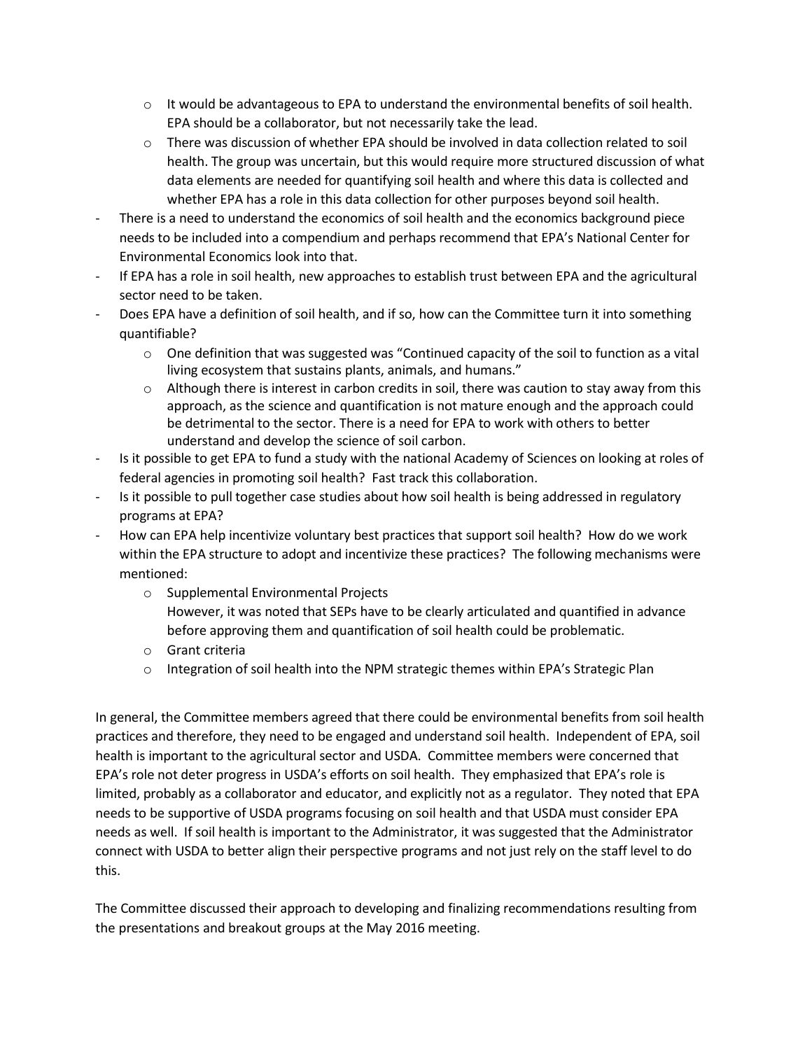- It would be advantageous to EPA to understand the environmental benefits of soil health. EPA should be a collaborator, but not necessarily take the lead.
  - There was discussion of whether EPA should be involved in data collection related to soil health. The group was uncertain, but this would require more structured discussion of what data elements are needed for quantifying soil health and where this data is collected and whether EPA has a role in this data collection for other purposes beyond soil health.
- There is a need to understand the economics of soil health and the economics background piece needs to be included into a compendium and perhaps recommend that EPA's National Center for Environmental Economics look into that.
- If EPA has a role in soil health, new approaches to establish trust between EPA and the agricultural sector need to be taken.
- Does EPA have a definition of soil health, and if so, how can the Committee turn it into something quantifiable?
  - One definition that was suggested was "Continued capacity of the soil to function as a vital living ecosystem that sustains plants, animals, and humans."
  - Although there is interest in carbon credits in soil, there was caution to stay away from this approach, as the science and quantification is not mature enough and the approach could be detrimental to the sector. There is a need for EPA to work with others to better understand and develop the science of soil carbon.
- Is it possible to get EPA to fund a study with the national Academy of Sciences on looking at roles of federal agencies in promoting soil health? Fast track this collaboration.
- Is it possible to pull together case studies about how soil health is being addressed in regulatory programs at EPA?
- How can EPA help incentivize voluntary best practices that support soil health? How do we work within the EPA structure to adopt and incentivize these practices? The following mechanisms were mentioned:
  - Supplemental Environmental Projects
    However, it was noted that SEPs have to be clearly articulated and quantified in advance before approving them and quantification of soil health could be problematic.
  - Grant criteria
  - Integration of soil health into the NPM strategic themes within EPA's Strategic Plan

In general, the Committee members agreed that there could be environmental benefits from soil health practices and therefore, they need to be engaged and understand soil health. Independent of EPA, soil health is important to the agricultural sector and USDA. Committee members were concerned that EPA's role not deter progress in USDA's efforts on soil health. They emphasized that EPA's role is limited, probably as a collaborator and educator, and explicitly not as a regulator. They noted that EPA needs to be supportive of USDA programs focusing on soil health and that USDA must consider EPA needs as well. If soil health is important to the Administrator, it was suggested that the Administrator connect with USDA to better align their perspective programs and not just rely on the staff level to do this.

The Committee discussed their approach to developing and finalizing recommendations resulting from the presentations and breakout groups at the May 2016 meeting.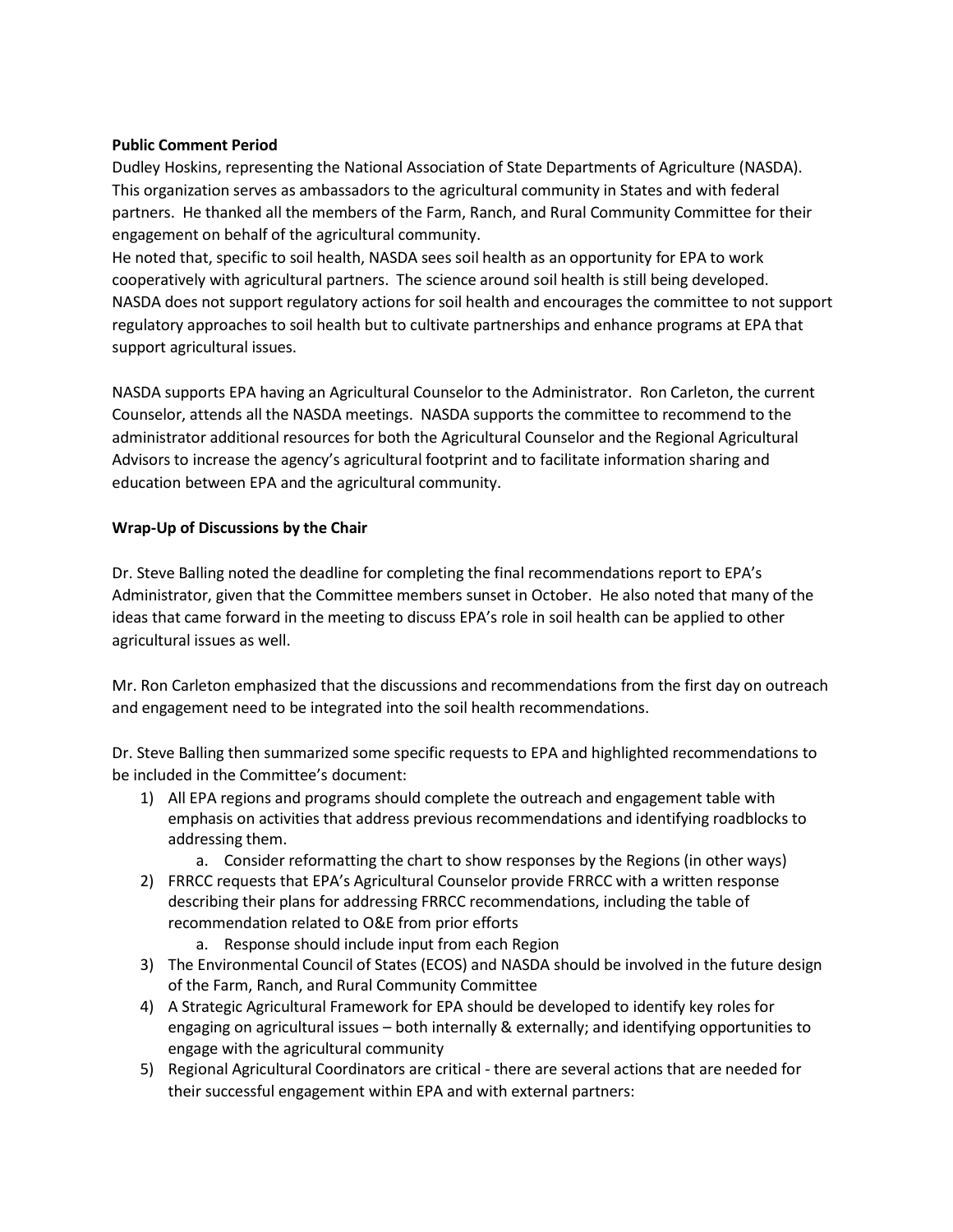**Public Comment Period**

Dudley Hoskins, representing the National Association of State Departments of Agriculture (NASDA). This organization serves as ambassadors to the agricultural community in States and with federal partners. He thanked all the members of the Farm, Ranch, and Rural Community Committee for their engagement on behalf of the agricultural community.

He noted that, specific to soil health, NASDA sees soil health as an opportunity for EPA to work cooperatively with agricultural partners. The science around soil health is still being developed. NASDA does not support regulatory actions for soil health and encourages the committee to not support regulatory approaches to soil health but to cultivate partnerships and enhance programs at EPA that support agricultural issues.

NASDA supports EPA having an Agricultural Counselor to the Administrator. Ron Carleton, the current Counselor, attends all the NASDA meetings. NASDA supports the committee to recommend to the administrator additional resources for both the Agricultural Counselor and the Regional Agricultural Advisors to increase the agency's agricultural footprint and to facilitate information sharing and education between EPA and the agricultural community.

**Wrap-Up of Discussions by the Chair**

Dr. Steve Balling noted the deadline for completing the final recommendations report to EPA's Administrator, given that the Committee members sunset in October. He also noted that many of the ideas that came forward in the meeting to discuss EPA's role in soil health can be applied to other agricultural issues as well.

Mr. Ron Carleton emphasized that the discussions and recommendations from the first day on outreach and engagement need to be integrated into the soil health recommendations.

Dr. Steve Balling then summarized some specific requests to EPA and highlighted recommendations to be included in the Committee's document:

1) All EPA regions and programs should complete the outreach and engagement table with emphasis on activities that address previous recommendations and identifying roadblocks to addressing them.
    a. Consider reformatting the chart to show responses by the Regions (in other ways)
2) FRRCC requests that EPA's Agricultural Counselor provide FRRCC with a written response describing their plans for addressing FRRCC recommendations, including the table of recommendation related to O&E from prior efforts
    a. Response should include input from each Region
3) The Environmental Council of States (ECOS) and NASDA should be involved in the future design of the Farm, Ranch, and Rural Community Committee
4) A Strategic Agricultural Framework for EPA should be developed to identify key roles for engaging on agricultural issues – both internally & externally; and identifying opportunities to engage with the agricultural community
5) Regional Agricultural Coordinators are critical - there are several actions that are needed for their successful engagement within EPA and with external partners: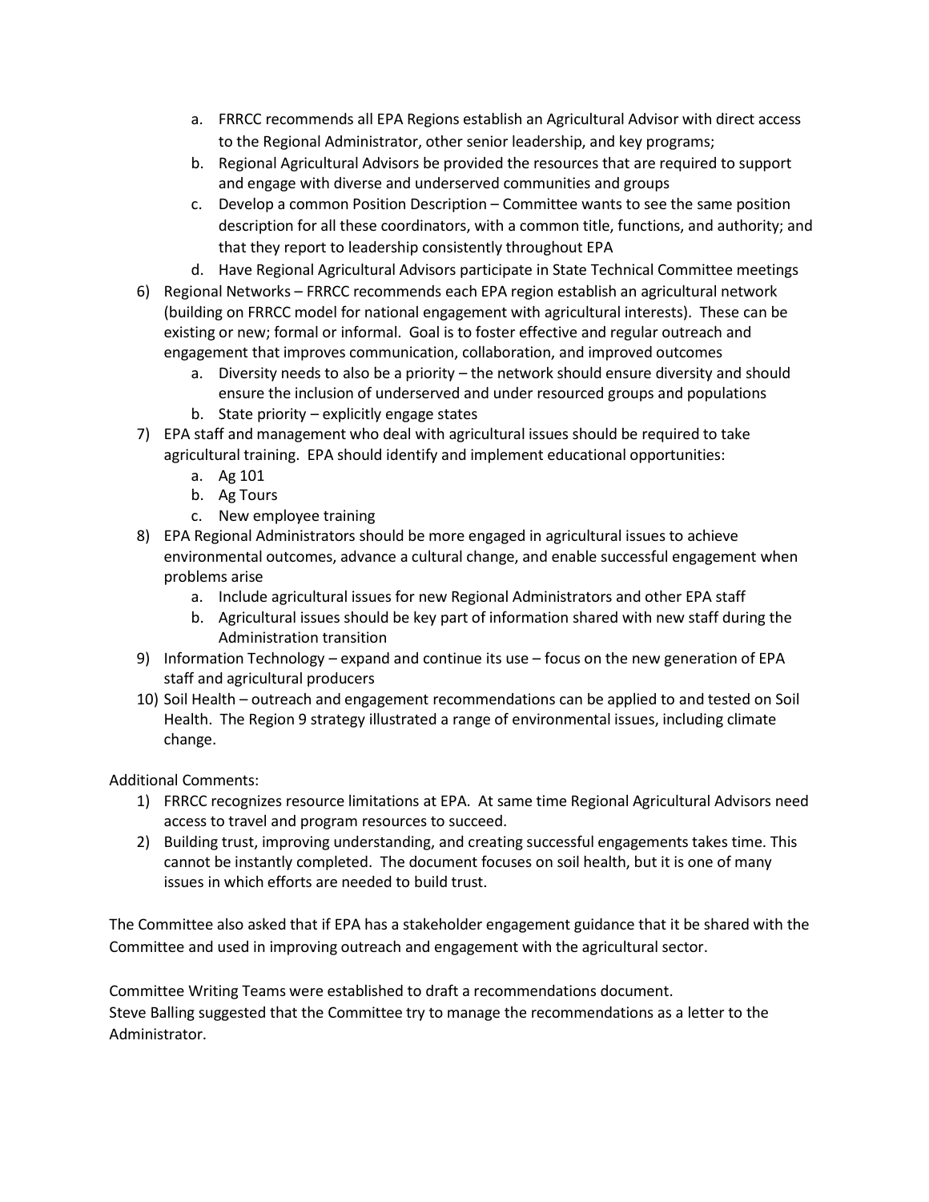a. FRRCC recommends all EPA Regions establish an Agricultural Advisor with direct access to the Regional Administrator, other senior leadership, and key programs;
   b. Regional Agricultural Advisors be provided the resources that are required to support and engage with diverse and underserved communities and groups
   c. Develop a common Position Description – Committee wants to see the same position description for all these coordinators, with a common title, functions, and authority; and that they report to leadership consistently throughout EPA
   d. Have Regional Agricultural Advisors participate in State Technical Committee meetings

6) Regional Networks – FRRCC recommends each EPA region establish an agricultural network (building on FRRCC model for national engagement with agricultural interests). These can be existing or new; formal or informal. Goal is to foster effective and regular outreach and engagement that improves communication, collaboration, and improved outcomes
   a. Diversity needs to also be a priority – the network should ensure diversity and should ensure the inclusion of underserved and under resourced groups and populations
   b. State priority – explicitly engage states
7) EPA staff and management who deal with agricultural issues should be required to take agricultural training. EPA should identify and implement educational opportunities:
   a. Ag 101
   b. Ag Tours
   c. New employee training
8) EPA Regional Administrators should be more engaged in agricultural issues to achieve environmental outcomes, advance a cultural change, and enable successful engagement when problems arise
   a. Include agricultural issues for new Regional Administrators and other EPA staff
   b. Agricultural issues should be key part of information shared with new staff during the Administration transition
9) Information Technology – expand and continue its use – focus on the new generation of EPA staff and agricultural producers
10) Soil Health – outreach and engagement recommendations can be applied to and tested on Soil Health. The Region 9 strategy illustrated a range of environmental issues, including climate change.

Additional Comments:

1) FRRCC recognizes resource limitations at EPA. At same time Regional Agricultural Advisors need access to travel and program resources to succeed.
2) Building trust, improving understanding, and creating successful engagements takes time. This cannot be instantly completed. The document focuses on soil health, but it is one of many issues in which efforts are needed to build trust.

The Committee also asked that if EPA has a stakeholder engagement guidance that it be shared with the Committee and used in improving outreach and engagement with the agricultural sector.

Committee Writing Teams were established to draft a recommendations document.
Steve Balling suggested that the Committee try to manage the recommendations as a letter to the Administrator.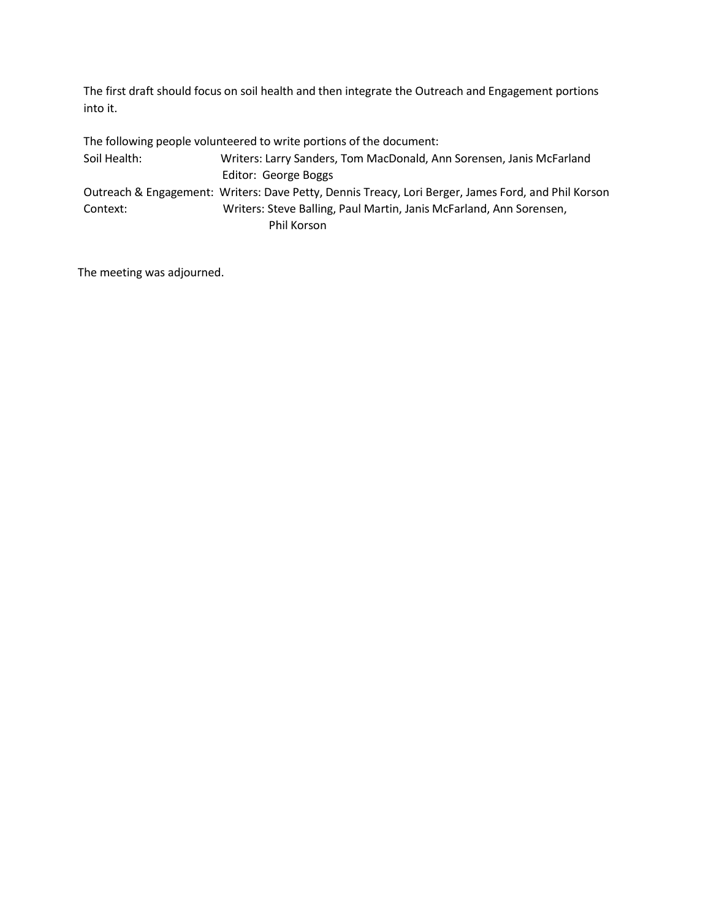The first draft should focus on soil health and then integrate the Outreach and Engagement portions into it.

The following people volunteered to write portions of the document:

| | |
|---|---|
| Soil Health: | Writers: Larry Sanders, Tom MacDonald, Ann Sorensen, Janis McFarland<br>Editor: George Boggs |
| Outreach & Engagement: | Writers: Dave Petty, Dennis Treacy, Lori Berger, James Ford, and Phil Korson |
| Context: | Writers: Steve Balling, Paul Martin, Janis McFarland, Ann Sorensen, Phil Korson |

The meeting was adjourned.